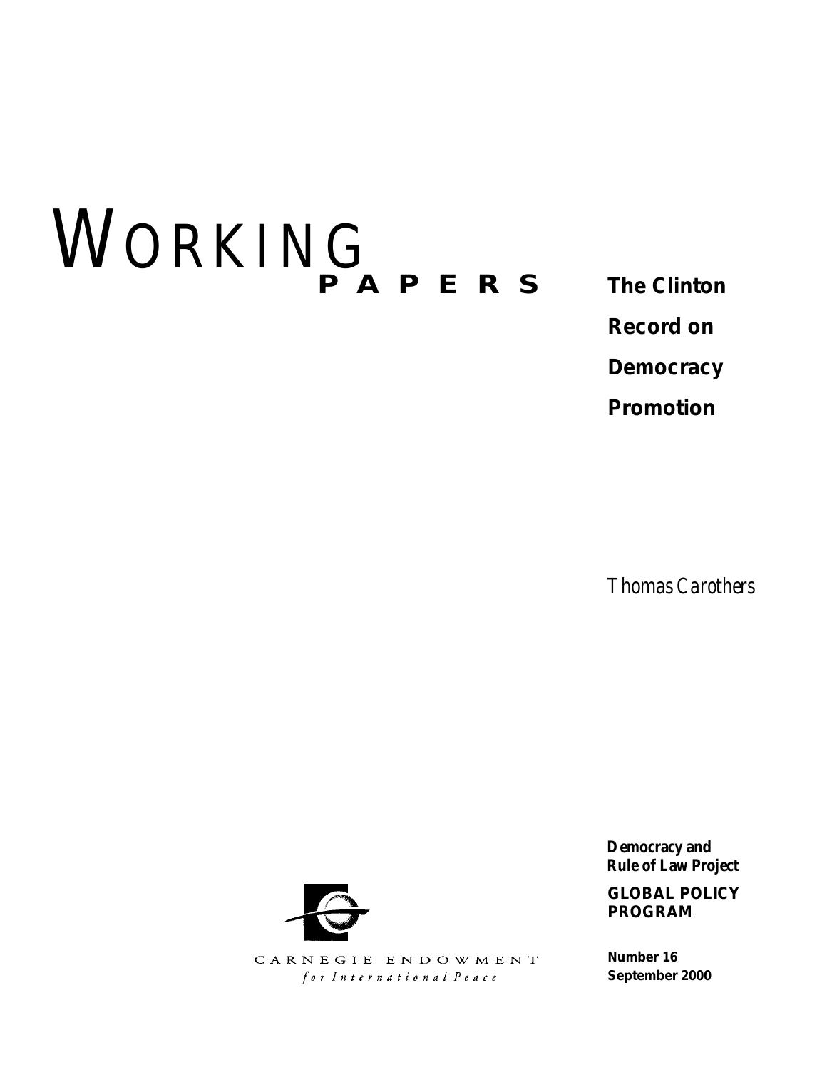# WORKING PAPERS

## The Clinton Record on Democracy Promotion

*Thomas Carothers*

**Democracy and Rule of Law Project**

**GLOBAL POLICY PROGRAM**

**Number 16**
**September 2000**

CARNEGIE ENDOWMENT
*for International Peace*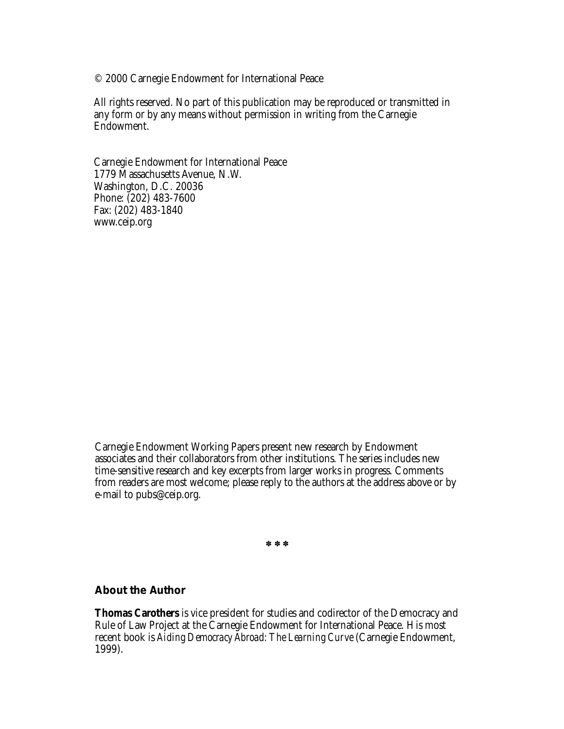© 2000 Carnegie Endowment for International Peace

All rights reserved. No part of this publication may be reproduced or transmitted in any form or by any means without permission in writing from the Carnegie Endowment.

Carnegie Endowment for International Peace
1779 Massachusetts Avenue, N.W.
Washington, D.C. 20036
Phone: (202) 483-7600
Fax: (202) 483-1840
www.ceip.org

Carnegie Endowment Working Papers present new research by Endowment associates and their collaborators from other institutions. The series includes new time-sensitive research and key excerpts from larger works in progress. Comments from readers are most welcome; please reply to the authors at the address above or by e-mail to pubs@ceip.org.

\* \* \*

## About the Author

**Thomas Carothers** is vice president for studies and codirector of the Democracy and Rule of Law Project at the Carnegie Endowment for International Peace. His most recent book is *Aiding Democracy Abroad: The Learning Curve* (Carnegie Endowment, 1999).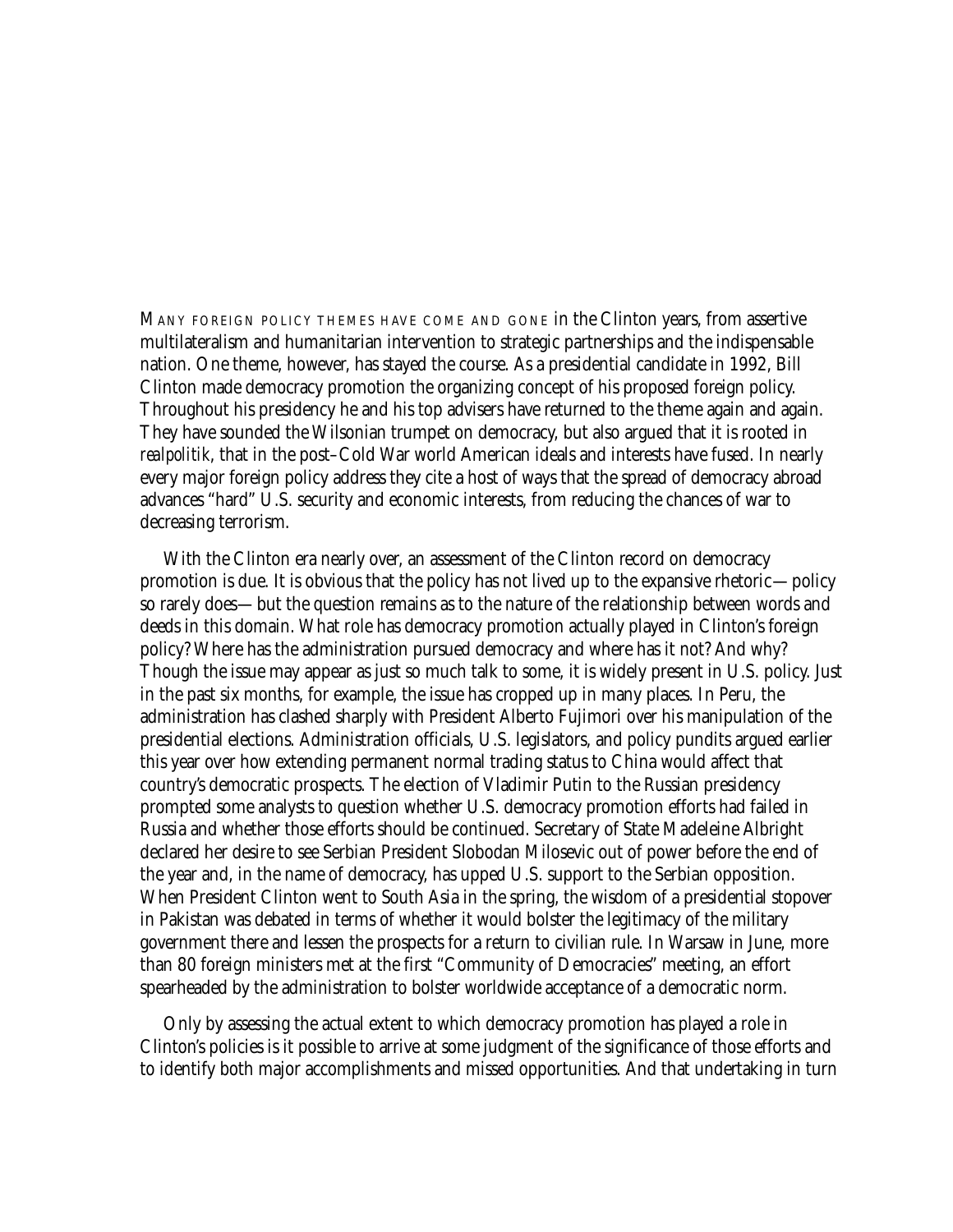MANY FOREIGN POLICY THEMES HAVE COME AND GONE in the Clinton years, from assertive multilateralism and humanitarian intervention to strategic partnerships and the indispensable nation. One theme, however, has stayed the course. As a presidential candidate in 1992, Bill Clinton made democracy promotion the organizing concept of his proposed foreign policy. Throughout his presidency he and his top advisers have returned to the theme again and again. They have sounded the Wilsonian trumpet on democracy, but also argued that it is rooted in *realpolitik*, that in the post–Cold War world American ideals and interests have fused. In nearly every major foreign policy address they cite a host of ways that the spread of democracy abroad advances "hard" U.S. security and economic interests, from reducing the chances of war to decreasing terrorism.

With the Clinton era nearly over, an assessment of the Clinton record on democracy promotion is due. It is obvious that the policy has not lived up to the expansive rhetoric—policy so rarely does—but the question remains as to the nature of the relationship between words and deeds in this domain. What role has democracy promotion actually played in Clinton's foreign policy? Where has the administration pursued democracy and where has it not? And why? Though the issue may appear as just so much talk to some, it is widely present in U.S. policy. Just in the past six months, for example, the issue has cropped up in many places. In Peru, the administration has clashed sharply with President Alberto Fujimori over his manipulation of the presidential elections. Administration officials, U.S. legislators, and policy pundits argued earlier this year over how extending permanent normal trading status to China would affect that country's democratic prospects. The election of Vladimir Putin to the Russian presidency prompted some analysts to question whether U.S. democracy promotion efforts had failed in Russia and whether those efforts should be continued. Secretary of State Madeleine Albright declared her desire to see Serbian President Slobodan Milosevic out of power before the end of the year and, in the name of democracy, has upped U.S. support to the Serbian opposition. When President Clinton went to South Asia in the spring, the wisdom of a presidential stopover in Pakistan was debated in terms of whether it would bolster the legitimacy of the military government there and lessen the prospects for a return to civilian rule. In Warsaw in June, more than 80 foreign ministers met at the first "Community of Democracies" meeting, an effort spearheaded by the administration to bolster worldwide acceptance of a democratic norm.

Only by assessing the actual extent to which democracy promotion has played a role in Clinton's policies is it possible to arrive at some judgment of the significance of those efforts and to identify both major accomplishments and missed opportunities. And that undertaking in turn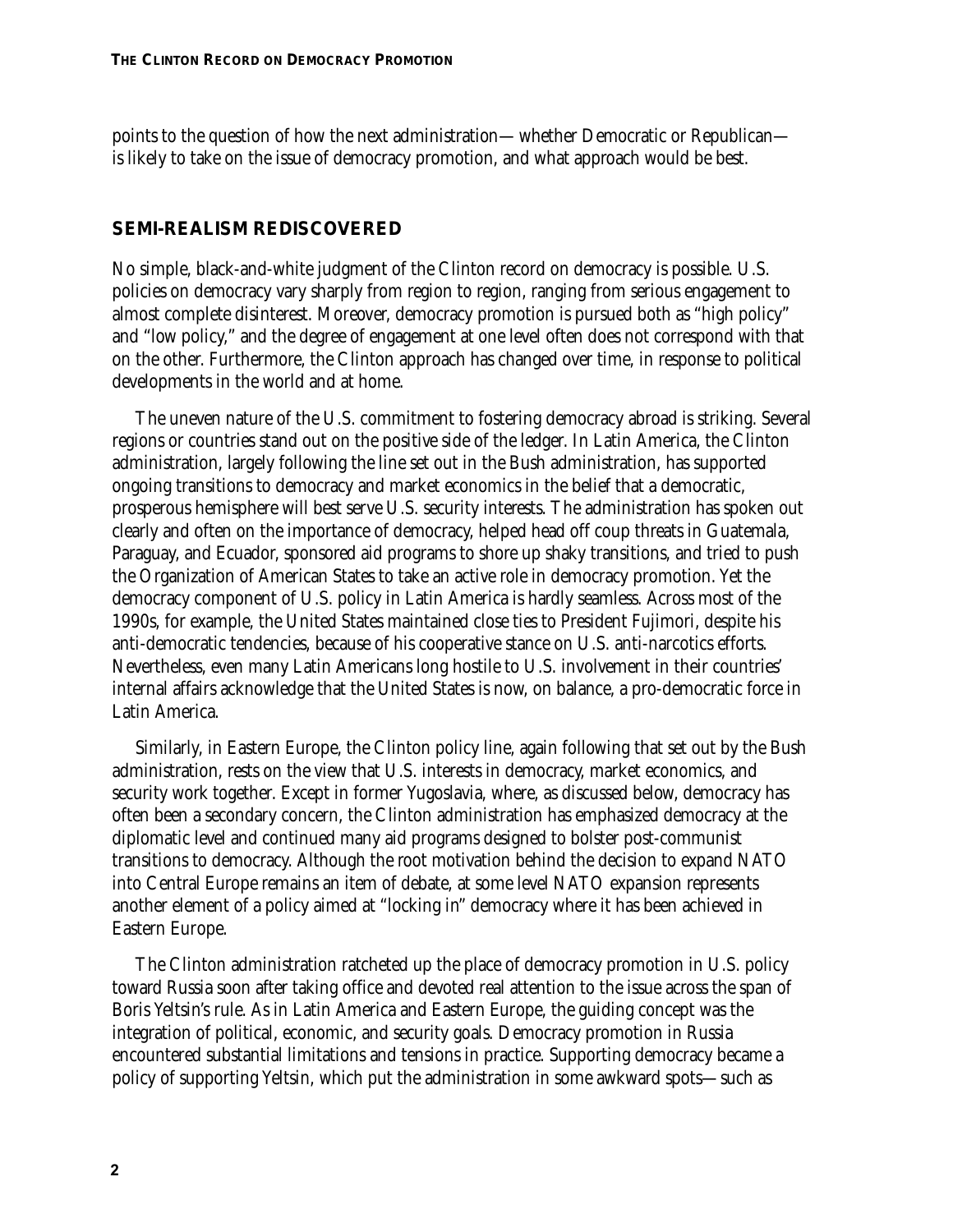points to the question of how the next administration—whether Democratic or Republican—is likely to take on the issue of democracy promotion, and what approach would be best.

## SEMI-REALISM REDISCOVERED

No simple, black-and-white judgment of the Clinton record on democracy is possible. U.S. policies on democracy vary sharply from region to region, ranging from serious engagement to almost complete disinterest. Moreover, democracy promotion is pursued both as "high policy" and "low policy," and the degree of engagement at one level often does not correspond with that on the other. Furthermore, the Clinton approach has changed over time, in response to political developments in the world and at home.

The uneven nature of the U.S. commitment to fostering democracy abroad is striking. Several regions or countries stand out on the positive side of the ledger. In Latin America, the Clinton administration, largely following the line set out in the Bush administration, has supported ongoing transitions to democracy and market economics in the belief that a democratic, prosperous hemisphere will best serve U.S. security interests. The administration has spoken out clearly and often on the importance of democracy, helped head off coup threats in Guatemala, Paraguay, and Ecuador, sponsored aid programs to shore up shaky transitions, and tried to push the Organization of American States to take an active role in democracy promotion. Yet the democracy component of U.S. policy in Latin America is hardly seamless. Across most of the 1990s, for example, the United States maintained close ties to President Fujimori, despite his anti-democratic tendencies, because of his cooperative stance on U.S. anti-narcotics efforts. Nevertheless, even many Latin Americans long hostile to U.S. involvement in their countries' internal affairs acknowledge that the United States is now, on balance, a pro-democratic force in Latin America.

Similarly, in Eastern Europe, the Clinton policy line, again following that set out by the Bush administration, rests on the view that U.S. interests in democracy, market economics, and security work together. Except in former Yugoslavia, where, as discussed below, democracy has often been a secondary concern, the Clinton administration has emphasized democracy at the diplomatic level and continued many aid programs designed to bolster post-communist transitions to democracy. Although the root motivation behind the decision to expand NATO into Central Europe remains an item of debate, at some level NATO expansion represents another element of a policy aimed at "locking in" democracy where it has been achieved in Eastern Europe.

The Clinton administration ratcheted up the place of democracy promotion in U.S. policy toward Russia soon after taking office and devoted real attention to the issue across the span of Boris Yeltsin's rule. As in Latin America and Eastern Europe, the guiding concept was the integration of political, economic, and security goals. Democracy promotion in Russia encountered substantial limitations and tensions in practice. Supporting democracy became a policy of supporting Yeltsin, which put the administration in some awkward spots—such as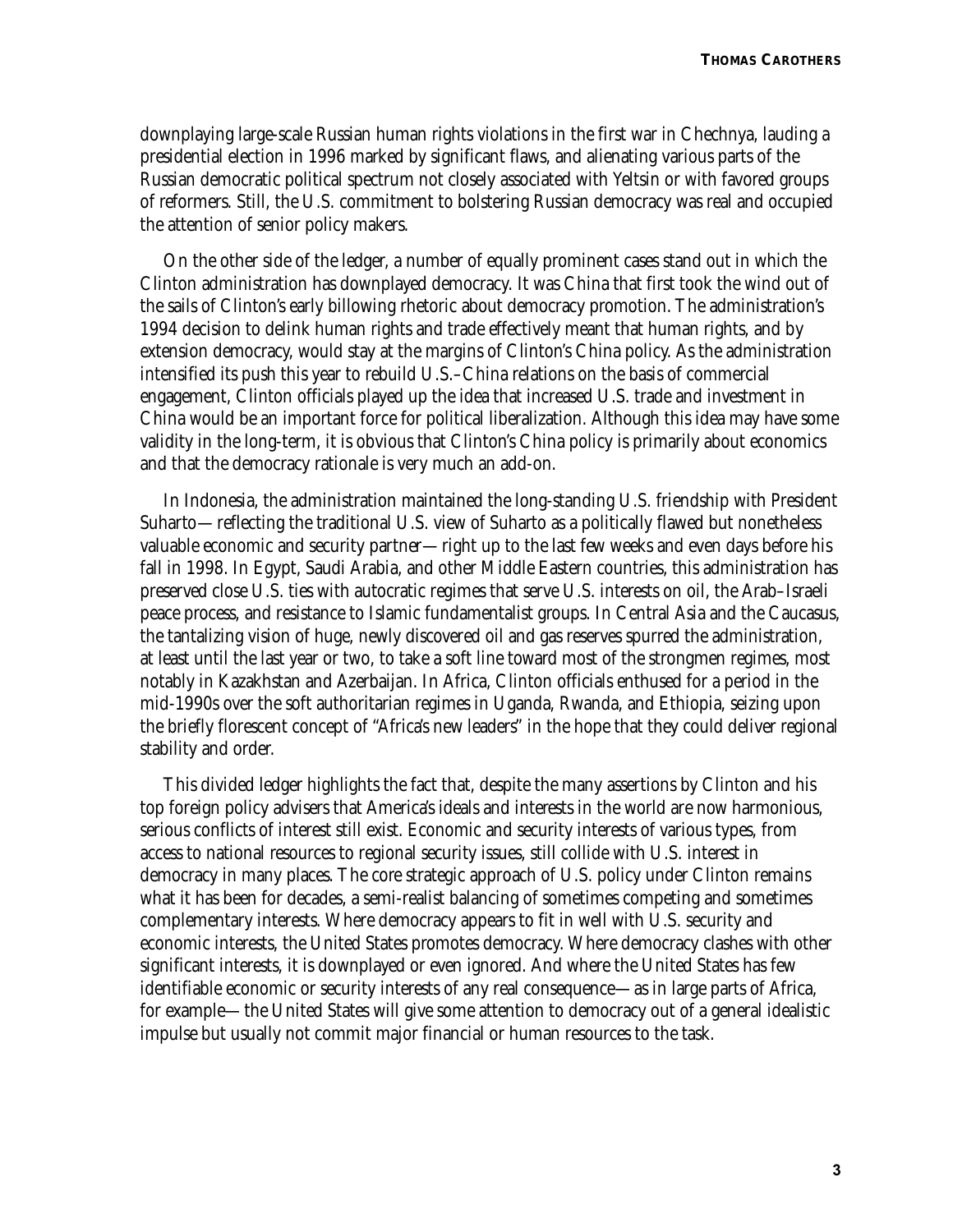downplaying large-scale Russian human rights violations in the first war in Chechnya, lauding a presidential election in 1996 marked by significant flaws, and alienating various parts of the Russian democratic political spectrum not closely associated with Yeltsin or with favored groups of reformers. Still, the U.S. commitment to bolstering Russian democracy was real and occupied the attention of senior policy makers.

On the other side of the ledger, a number of equally prominent cases stand out in which the Clinton administration has downplayed democracy. It was China that first took the wind out of the sails of Clinton's early billowing rhetoric about democracy promotion. The administration's 1994 decision to delink human rights and trade effectively meant that human rights, and by extension democracy, would stay at the margins of Clinton's China policy. As the administration intensified its push this year to rebuild U.S.–China relations on the basis of commercial engagement, Clinton officials played up the idea that increased U.S. trade and investment in China would be an important force for political liberalization. Although this idea may have some validity in the long-term, it is obvious that Clinton's China policy is primarily about economics and that the democracy rationale is very much an add-on.

In Indonesia, the administration maintained the long-standing U.S. friendship with President Suharto—reflecting the traditional U.S. view of Suharto as a politically flawed but nonetheless valuable economic and security partner—right up to the last few weeks and even days before his fall in 1998. In Egypt, Saudi Arabia, and other Middle Eastern countries, this administration has preserved close U.S. ties with autocratic regimes that serve U.S. interests on oil, the Arab–Israeli peace process, and resistance to Islamic fundamentalist groups. In Central Asia and the Caucasus, the tantalizing vision of huge, newly discovered oil and gas reserves spurred the administration, at least until the last year or two, to take a soft line toward most of the strongmen regimes, most notably in Kazakhstan and Azerbaijan. In Africa, Clinton officials enthused for a period in the mid-1990s over the soft authoritarian regimes in Uganda, Rwanda, and Ethiopia, seizing upon the briefly florescent concept of "Africa's new leaders" in the hope that they could deliver regional stability and order.

This divided ledger highlights the fact that, despite the many assertions by Clinton and his top foreign policy advisers that America's ideals and interests in the world are now harmonious, serious conflicts of interest still exist. Economic and security interests of various types, from access to national resources to regional security issues, still collide with U.S. interest in democracy in many places. The core strategic approach of U.S. policy under Clinton remains what it has been for decades, a semi-realist balancing of sometimes competing and sometimes complementary interests. Where democracy appears to fit in well with U.S. security and economic interests, the United States promotes democracy. Where democracy clashes with other significant interests, it is downplayed or even ignored. And where the United States has few identifiable economic or security interests of any real consequence—as in large parts of Africa, for example—the United States will give some attention to democracy out of a general idealistic impulse but usually not commit major financial or human resources to the task.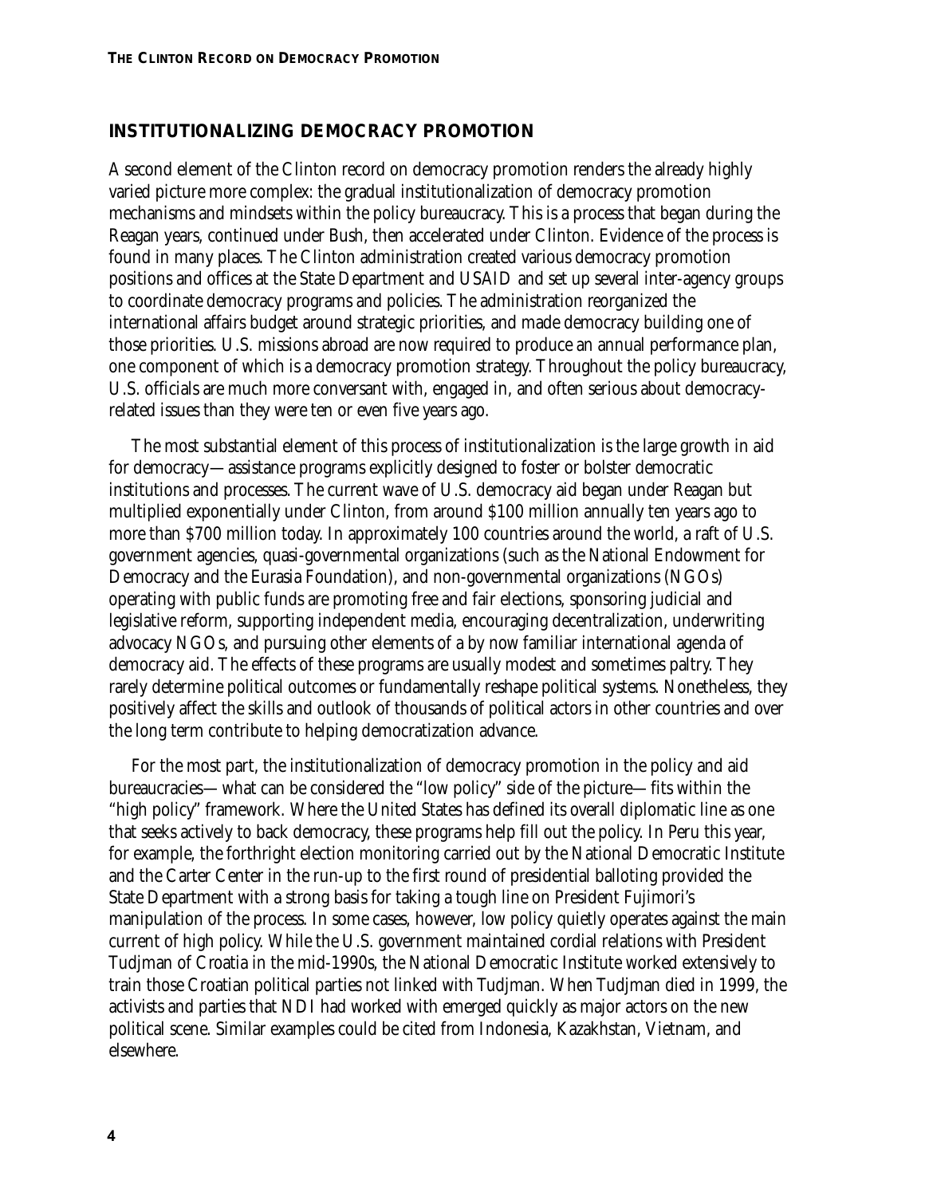## INSTITUTIONALIZING DEMOCRACY PROMOTION

A second element of the Clinton record on democracy promotion renders the already highly varied picture more complex: the gradual institutionalization of democracy promotion mechanisms and mindsets within the policy bureaucracy. This is a process that began during the Reagan years, continued under Bush, then accelerated under Clinton. Evidence of the process is found in many places. The Clinton administration created various democracy promotion positions and offices at the State Department and USAID and set up several inter-agency groups to coordinate democracy programs and policies. The administration reorganized the international affairs budget around strategic priorities, and made democracy building one of those priorities. U.S. missions abroad are now required to produce an annual performance plan, one component of which is a democracy promotion strategy. Throughout the policy bureaucracy, U.S. officials are much more conversant with, engaged in, and often serious about democracy-related issues than they were ten or even five years ago.

The most substantial element of this process of institutionalization is the large growth in aid for democracy—assistance programs explicitly designed to foster or bolster democratic institutions and processes. The current wave of U.S. democracy aid began under Reagan but multiplied exponentially under Clinton, from around $100 million annually ten years ago to more than $700 million today. In approximately 100 countries around the world, a raft of U.S. government agencies, quasi-governmental organizations (such as the National Endowment for Democracy and the Eurasia Foundation), and non-governmental organizations (NGOs) operating with public funds are promoting free and fair elections, sponsoring judicial and legislative reform, supporting independent media, encouraging decentralization, underwriting advocacy NGOs, and pursuing other elements of a by now familiar international agenda of democracy aid. The effects of these programs are usually modest and sometimes paltry. They rarely determine political outcomes or fundamentally reshape political systems. Nonetheless, they positively affect the skills and outlook of thousands of political actors in other countries and over the long term contribute to helping democratization advance.

For the most part, the institutionalization of democracy promotion in the policy and aid bureaucracies—what can be considered the "low policy" side of the picture—fits within the "high policy" framework. Where the United States has defined its overall diplomatic line as one that seeks actively to back democracy, these programs help fill out the policy. In Peru this year, for example, the forthright election monitoring carried out by the National Democratic Institute and the Carter Center in the run-up to the first round of presidential balloting provided the State Department with a strong basis for taking a tough line on President Fujimori's manipulation of the process. In some cases, however, low policy quietly operates against the main current of high policy. While the U.S. government maintained cordial relations with President Tudjman of Croatia in the mid-1990s, the National Democratic Institute worked extensively to train those Croatian political parties not linked with Tudjman. When Tudjman died in 1999, the activists and parties that NDI had worked with emerged quickly as major actors on the new political scene. Similar examples could be cited from Indonesia, Kazakhstan, Vietnam, and elsewhere.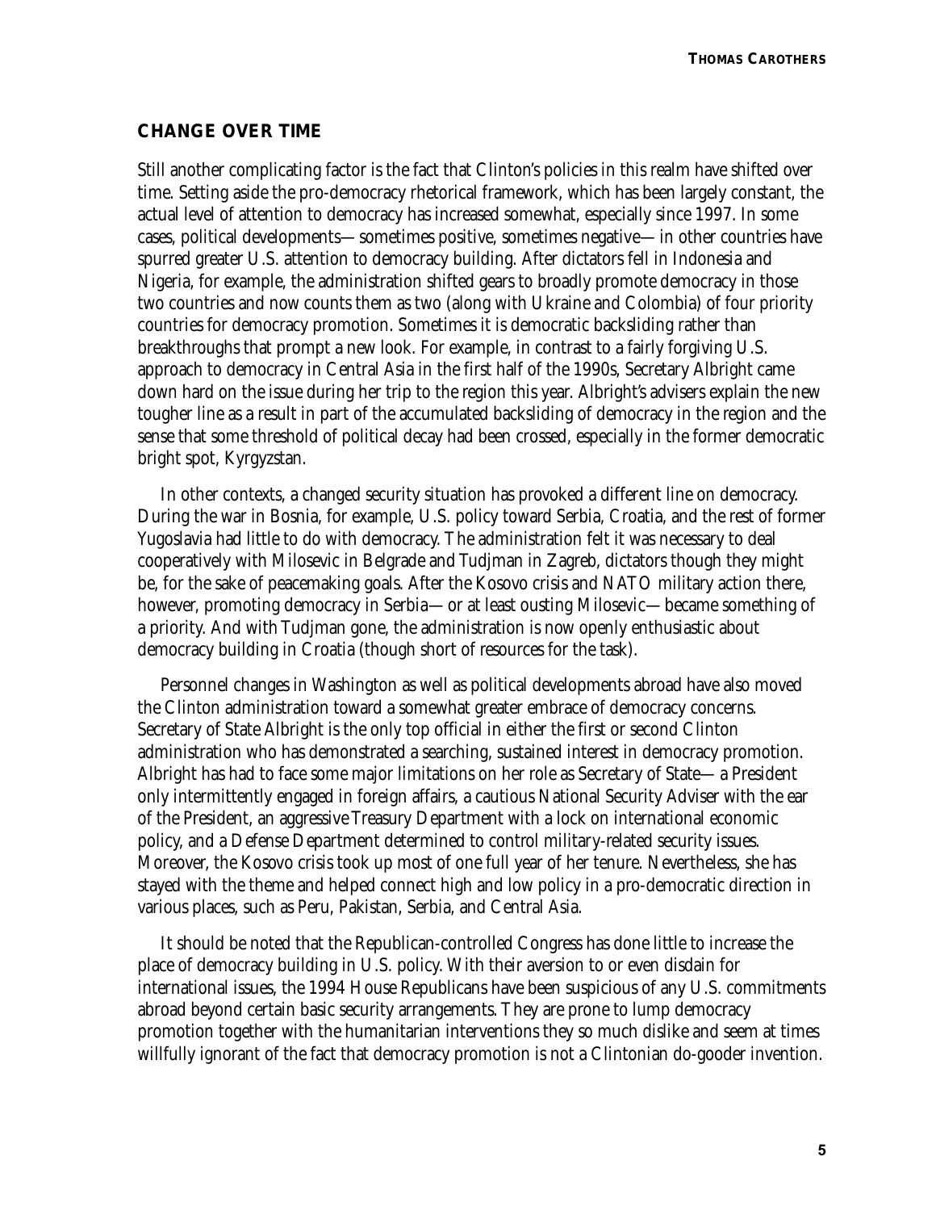## CHANGE OVER TIME

Still another complicating factor is the fact that Clinton's policies in this realm have shifted over time. Setting aside the pro-democracy rhetorical framework, which has been largely constant, the actual level of attention to democracy has increased somewhat, especially since 1997. In some cases, political developments—sometimes positive, sometimes negative—in other countries have spurred greater U.S. attention to democracy building. After dictators fell in Indonesia and Nigeria, for example, the administration shifted gears to broadly promote democracy in those two countries and now counts them as two (along with Ukraine and Colombia) of four priority countries for democracy promotion. Sometimes it is democratic backsliding rather than breakthroughs that prompt a new look. For example, in contrast to a fairly forgiving U.S. approach to democracy in Central Asia in the first half of the 1990s, Secretary Albright came down hard on the issue during her trip to the region this year. Albright's advisers explain the new tougher line as a result in part of the accumulated backsliding of democracy in the region and the sense that some threshold of political decay had been crossed, especially in the former democratic bright spot, Kyrgyzstan.

In other contexts, a changed security situation has provoked a different line on democracy. During the war in Bosnia, for example, U.S. policy toward Serbia, Croatia, and the rest of former Yugoslavia had little to do with democracy. The administration felt it was necessary to deal cooperatively with Milosevic in Belgrade and Tudjman in Zagreb, dictators though they might be, for the sake of peacemaking goals. After the Kosovo crisis and NATO military action there, however, promoting democracy in Serbia—or at least ousting Milosevic—became something of a priority. And with Tudjman gone, the administration is now openly enthusiastic about democracy building in Croatia (though short of resources for the task).

Personnel changes in Washington as well as political developments abroad have also moved the Clinton administration toward a somewhat greater embrace of democracy concerns. Secretary of State Albright is the only top official in either the first or second Clinton administration who has demonstrated a searching, sustained interest in democracy promotion. Albright has had to face some major limitations on her role as Secretary of State—a President only intermittently engaged in foreign affairs, a cautious National Security Adviser with the ear of the President, an aggressive Treasury Department with a lock on international economic policy, and a Defense Department determined to control military-related security issues. Moreover, the Kosovo crisis took up most of one full year of her tenure. Nevertheless, she has stayed with the theme and helped connect high and low policy in a pro-democratic direction in various places, such as Peru, Pakistan, Serbia, and Central Asia.

It should be noted that the Republican-controlled Congress has done little to increase the place of democracy building in U.S. policy. With their aversion to or even disdain for international issues, the 1994 House Republicans have been suspicious of any U.S. commitments abroad beyond certain basic security arrangements. They are prone to lump democracy promotion together with the humanitarian interventions they so much dislike and seem at times willfully ignorant of the fact that democracy promotion is not a Clintonian do-gooder invention.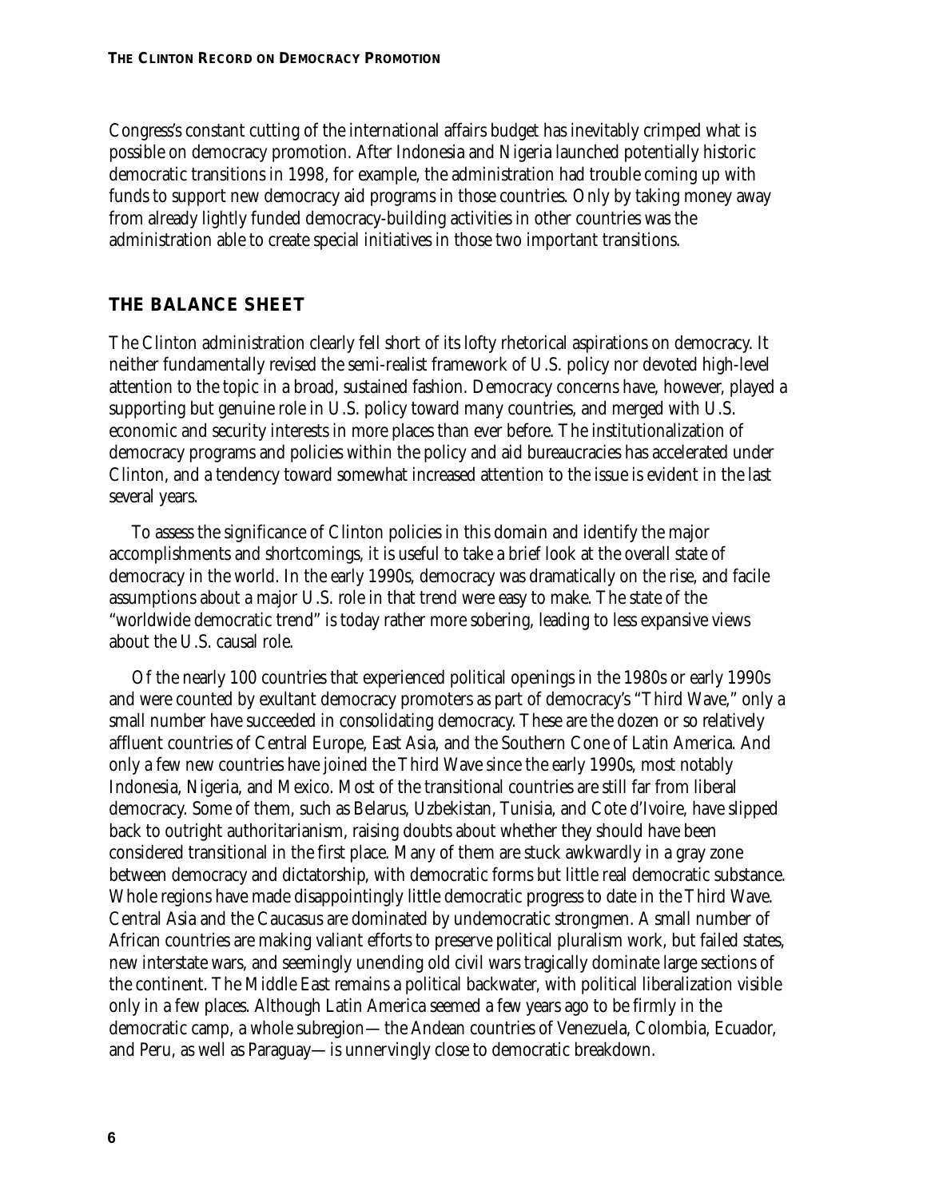Congress's constant cutting of the international affairs budget has inevitably crimped what is possible on democracy promotion. After Indonesia and Nigeria launched potentially historic democratic transitions in 1998, for example, the administration had trouble coming up with funds to support new democracy aid programs in those countries. Only by taking money away from already lightly funded democracy-building activities in other countries was the administration able to create special initiatives in those two important transitions.

## THE BALANCE SHEET

The Clinton administration clearly fell short of its lofty rhetorical aspirations on democracy. It neither fundamentally revised the semi-realist framework of U.S. policy nor devoted high-level attention to the topic in a broad, sustained fashion. Democracy concerns have, however, played a supporting but genuine role in U.S. policy toward many countries, and merged with U.S. economic and security interests in more places than ever before. The institutionalization of democracy programs and policies within the policy and aid bureaucracies has accelerated under Clinton, and a tendency toward somewhat increased attention to the issue is evident in the last several years.

To assess the significance of Clinton policies in this domain and identify the major accomplishments and shortcomings, it is useful to take a brief look at the overall state of democracy in the world. In the early 1990s, democracy was dramatically on the rise, and facile assumptions about a major U.S. role in that trend were easy to make. The state of the "worldwide democratic trend" is today rather more sobering, leading to less expansive views about the U.S. causal role.

Of the nearly 100 countries that experienced political openings in the 1980s or early 1990s and were counted by exultant democracy promoters as part of democracy's "Third Wave," only a small number have succeeded in consolidating democracy. These are the dozen or so relatively affluent countries of Central Europe, East Asia, and the Southern Cone of Latin America. And only a few new countries have joined the Third Wave since the early 1990s, most notably Indonesia, Nigeria, and Mexico. Most of the transitional countries are still far from liberal democracy. Some of them, such as Belarus, Uzbekistan, Tunisia, and Cote d'Ivoire, have slipped back to outright authoritarianism, raising doubts about whether they should have been considered transitional in the first place. Many of them are stuck awkwardly in a gray zone between democracy and dictatorship, with democratic forms but little real democratic substance. Whole regions have made disappointingly little democratic progress to date in the Third Wave. Central Asia and the Caucasus are dominated by undemocratic strongmen. A small number of African countries are making valiant efforts to preserve political pluralism work, but failed states, new interstate wars, and seemingly unending old civil wars tragically dominate large sections of the continent. The Middle East remains a political backwater, with political liberalization visible only in a few places. Although Latin America seemed a few years ago to be firmly in the democratic camp, a whole subregion—the Andean countries of Venezuela, Colombia, Ecuador, and Peru, as well as Paraguay—is unnervingly close to democratic breakdown.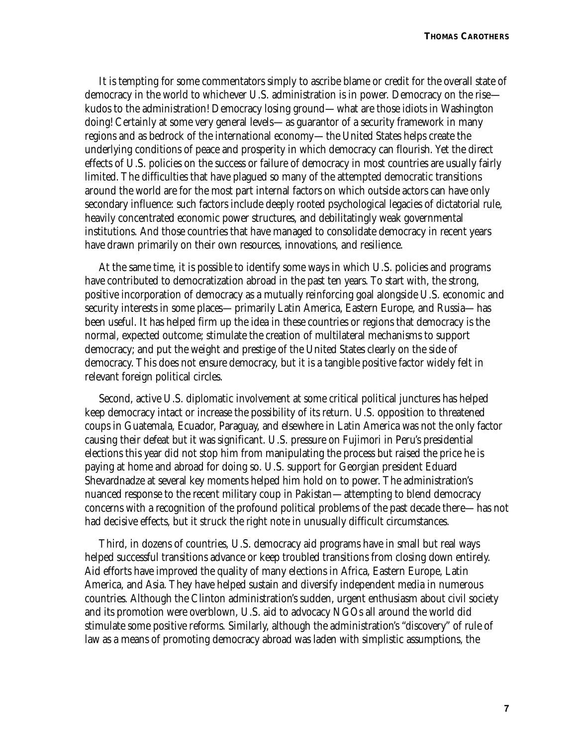It is tempting for some commentators simply to ascribe blame or credit for the overall state of democracy in the world to whichever U.S. administration is in power. Democracy on the rise—kudos to the administration! Democracy losing ground—what are those idiots in Washington doing! Certainly at some very general levels—as guarantor of a security framework in many regions and as bedrock of the international economy—the United States helps create the underlying conditions of peace and prosperity in which democracy can flourish. Yet the direct effects of U.S. policies on the success or failure of democracy in most countries are usually fairly limited. The difficulties that have plagued so many of the attempted democratic transitions around the world are for the most part internal factors on which outside actors can have only secondary influence: such factors include deeply rooted psychological legacies of dictatorial rule, heavily concentrated economic power structures, and debilitatingly weak governmental institutions. And those countries that have managed to consolidate democracy in recent years have drawn primarily on their own resources, innovations, and resilience.

At the same time, it is possible to identify some ways in which U.S. policies and programs have contributed to democratization abroad in the past ten years. To start with, the strong, positive incorporation of democracy as a mutually reinforcing goal alongside U.S. economic and security interests in some places—primarily Latin America, Eastern Europe, and Russia—has been useful. It has helped firm up the idea in these countries or regions that democracy is the normal, expected outcome; stimulate the creation of multilateral mechanisms to support democracy; and put the weight and prestige of the United States clearly on the side of democracy. This does not ensure democracy, but it is a tangible positive factor widely felt in relevant foreign political circles.

Second, active U.S. diplomatic involvement at some critical political junctures has helped keep democracy intact or increase the possibility of its return. U.S. opposition to threatened coups in Guatemala, Ecuador, Paraguay, and elsewhere in Latin America was not the only factor causing their defeat but it was significant. U.S. pressure on Fujimori in Peru's presidential elections this year did not stop him from manipulating the process but raised the price he is paying at home and abroad for doing so. U.S. support for Georgian president Eduard Shevardnadze at several key moments helped him hold on to power. The administration's nuanced response to the recent military coup in Pakistan—attempting to blend democracy concerns with a recognition of the profound political problems of the past decade there—has not had decisive effects, but it struck the right note in unusually difficult circumstances.

Third, in dozens of countries, U.S. democracy aid programs have in small but real ways helped successful transitions advance or keep troubled transitions from closing down entirely. Aid efforts have improved the quality of many elections in Africa, Eastern Europe, Latin America, and Asia. They have helped sustain and diversify independent media in numerous countries. Although the Clinton administration's sudden, urgent enthusiasm about civil society and its promotion were overblown, U.S. aid to advocacy NGOs all around the world did stimulate some positive reforms. Similarly, although the administration's "discovery" of rule of law as a means of promoting democracy abroad was laden with simplistic assumptions, the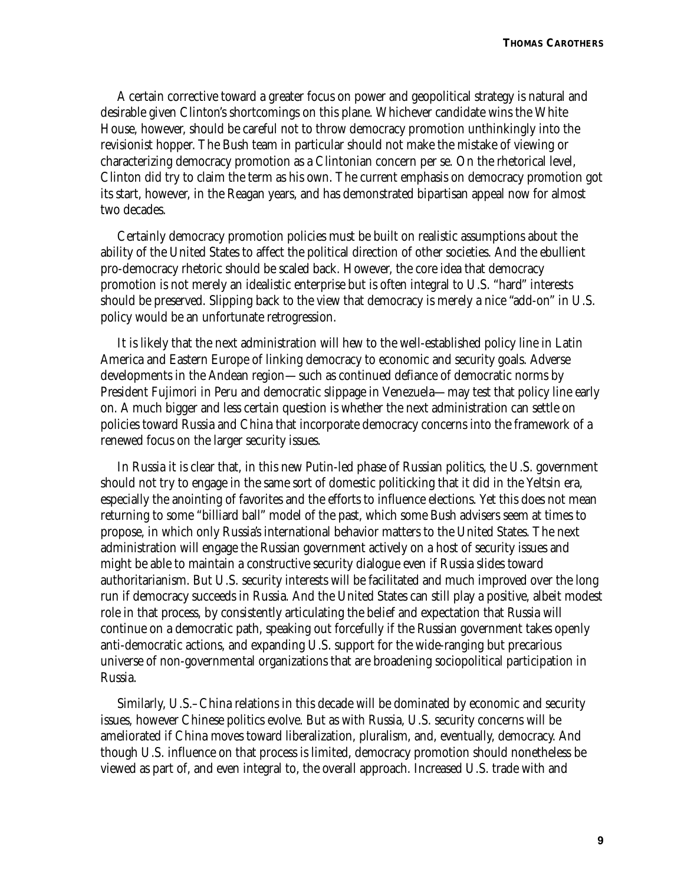A certain corrective toward a greater focus on power and geopolitical strategy is natural and desirable given Clinton's shortcomings on this plane. Whichever candidate wins the White House, however, should be careful not to throw democracy promotion unthinkingly into the revisionist hopper. The Bush team in particular should not make the mistake of viewing or characterizing democracy promotion as a Clintonian concern per se. On the rhetorical level, Clinton did try to claim the term as his own. The current emphasis on democracy promotion got its start, however, in the Reagan years, and has demonstrated bipartisan appeal now for almost two decades.

Certainly democracy promotion policies must be built on realistic assumptions about the ability of the United States to affect the political direction of other societies. And the ebullient pro-democracy rhetoric should be scaled back. However, the core idea that democracy promotion is not merely an idealistic enterprise but is often integral to U.S. "hard" interests should be preserved. Slipping back to the view that democracy is merely a nice "add-on" in U.S. policy would be an unfortunate retrogression.

It is likely that the next administration will hew to the well-established policy line in Latin America and Eastern Europe of linking democracy to economic and security goals. Adverse developments in the Andean region—such as continued defiance of democratic norms by President Fujimori in Peru and democratic slippage in Venezuela—may test that policy line early on. A much bigger and less certain question is whether the next administration can settle on policies toward Russia and China that incorporate democracy concerns into the framework of a renewed focus on the larger security issues.

In Russia it is clear that, in this new Putin-led phase of Russian politics, the U.S. government should not try to engage in the same sort of domestic politicking that it did in the Yeltsin era, especially the anointing of favorites and the efforts to influence elections. Yet this does not mean returning to some "billiard ball" model of the past, which some Bush advisers seem at times to propose, in which only Russia's international behavior matters to the United States. The next administration will engage the Russian government actively on a host of security issues and might be able to maintain a constructive security dialogue even if Russia slides toward authoritarianism. But U.S. security interests will be facilitated and much improved over the long run if democracy succeeds in Russia. And the United States can still play a positive, albeit modest role in that process, by consistently articulating the belief and expectation that Russia will continue on a democratic path, speaking out forcefully if the Russian government takes openly anti-democratic actions, and expanding U.S. support for the wide-ranging but precarious universe of non-governmental organizations that are broadening sociopolitical participation in Russia.

Similarly, U.S.–China relations in this decade will be dominated by economic and security issues, however Chinese politics evolve. But as with Russia, U.S. security concerns will be ameliorated if China moves toward liberalization, pluralism, and, eventually, democracy. And though U.S. influence on that process is limited, democracy promotion should nonetheless be viewed as part of, and even integral to, the overall approach. Increased U.S. trade with and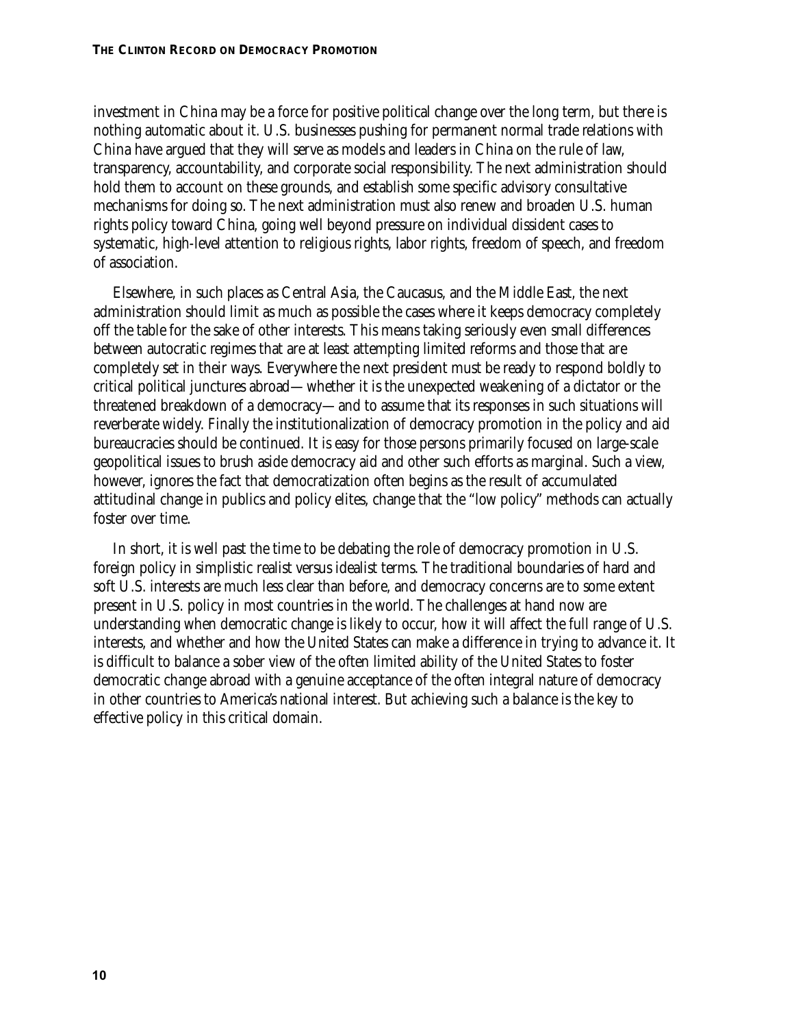investment in China may be a force for positive political change over the long term, but there is nothing automatic about it. U.S. businesses pushing for permanent normal trade relations with China have argued that they will serve as models and leaders in China on the rule of law, transparency, accountability, and corporate social responsibility. The next administration should hold them to account on these grounds, and establish some specific advisory consultative mechanisms for doing so. The next administration must also renew and broaden U.S. human rights policy toward China, going well beyond pressure on individual dissident cases to systematic, high-level attention to religious rights, labor rights, freedom of speech, and freedom of association.

Elsewhere, in such places as Central Asia, the Caucasus, and the Middle East, the next administration should limit as much as possible the cases where it keeps democracy completely off the table for the sake of other interests. This means taking seriously even small differences between autocratic regimes that are at least attempting limited reforms and those that are completely set in their ways. Everywhere the next president must be ready to respond boldly to critical political junctures abroad—whether it is the unexpected weakening of a dictator or the threatened breakdown of a democracy—and to assume that its responses in such situations will reverberate widely. Finally the institutionalization of democracy promotion in the policy and aid bureaucracies should be continued. It is easy for those persons primarily focused on large-scale geopolitical issues to brush aside democracy aid and other such efforts as marginal. Such a view, however, ignores the fact that democratization often begins as the result of accumulated attitudinal change in publics and policy elites, change that the "low policy" methods can actually foster over time.

In short, it is well past the time to be debating the role of democracy promotion in U.S. foreign policy in simplistic realist versus idealist terms. The traditional boundaries of hard and soft U.S. interests are much less clear than before, and democracy concerns are to some extent present in U.S. policy in most countries in the world. The challenges at hand now are understanding when democratic change is likely to occur, how it will affect the full range of U.S. interests, and whether and how the United States can make a difference in trying to advance it. It is difficult to balance a sober view of the often limited ability of the United States to foster democratic change abroad with a genuine acceptance of the often integral nature of democracy in other countries to America's national interest. But achieving such a balance is the key to effective policy in this critical domain.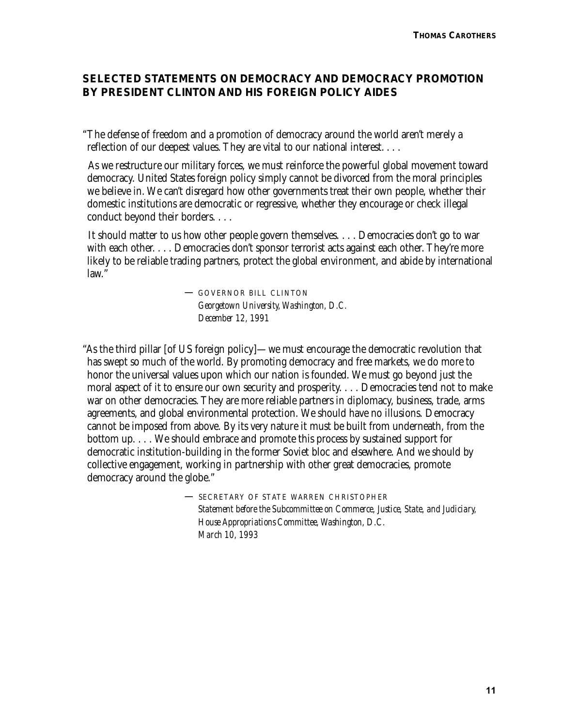## SELECTED STATEMENTS ON DEMOCRACY AND DEMOCRACY PROMOTION BY PRESIDENT CLINTON AND HIS FOREIGN POLICY AIDES

"The defense of freedom and a promotion of democracy around the world aren't merely a reflection of our deepest values. They are vital to our national interest. . . .

As we restructure our military forces, we must reinforce the powerful global movement toward democracy. United States foreign policy simply cannot be divorced from the moral principles we believe in. We can't disregard how other governments treat their own people, whether their domestic institutions are democratic or regressive, whether they encourage or check illegal conduct beyond their borders. . . .

It should matter to us how other people govern themselves. . . . Democracies don't go to war with each other. . . . Democracies don't sponsor terrorist acts against each other. They're more likely to be reliable trading partners, protect the global environment, and abide by international law."

— GOVERNOR BILL CLINTON
*Georgetown University, Washington, D.C.*
*December 12, 1991*

"As the third pillar [of US foreign policy]—we must encourage the democratic revolution that has swept so much of the world. By promoting democracy and free markets, we do more to honor the universal values upon which our nation is founded. We must go beyond just the moral aspect of it to ensure our own security and prosperity. . . . Democracies tend not to make war on other democracies. They are more reliable partners in diplomacy, business, trade, arms agreements, and global environmental protection. We should have no illusions. Democracy cannot be imposed from above. By its very nature it must be built from underneath, from the bottom up. . . . We should embrace and promote this process by sustained support for democratic institution-building in the former Soviet bloc and elsewhere. And we should by collective engagement, working in partnership with other great democracies, promote democracy around the globe."

— SECRETARY OF STATE WARREN CHRISTOPHER
*Statement before the Subcommittee on Commerce, Justice, State, and Judiciary, House Appropriations Committee, Washington, D.C.*
*March 10, 1993*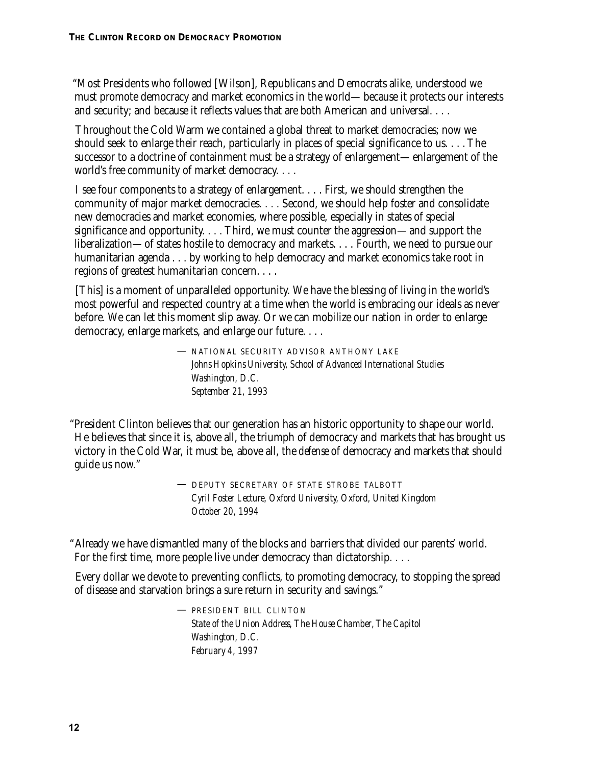"Most Presidents who followed [Wilson], Republicans and Democrats alike, understood we must promote democracy and market economics in the world—because it protects our interests and security; and because it reflects values that are both American and universal. . . .

Throughout the Cold Warm we contained a global threat to market democracies; now we should seek to enlarge their reach, particularly in places of special significance to us. . . . The successor to a doctrine of containment must be a strategy of enlargement—enlargement of the world's free community of market democracy. . . .

I see four components to a strategy of enlargement. . . . First, we should strengthen the community of major market democracies. . . . Second, we should help foster and consolidate new democracies and market economies, where possible, especially in states of special significance and opportunity. . . . Third, we must counter the aggression—and support the liberalization—of states hostile to democracy and markets. . . . Fourth, we need to pursue our humanitarian agenda . . . by working to help democracy and market economics take root in regions of greatest humanitarian concern. . . .

[This] is a moment of unparalleled opportunity. We have the blessing of living in the world's most powerful and respected country at a time when the world is embracing our ideals as never before. We can let this moment slip away. Or we can mobilize our nation in order to enlarge democracy, enlarge markets, and enlarge our future. . . .

— NATIONAL SECURITY ADVISOR ANTHONY LAKE
*Johns Hopkins University, School of Advanced International Studies*
*Washington, D.C.*
*September 21, 1993*

"President Clinton believes that our generation has an historic opportunity to shape our world. He believes that since it is, above all, the triumph of democracy and markets that has brought us victory in the Cold War, it must be, above all, the *defense* of democracy and markets that should guide us now."

— DEPUTY SECRETARY OF STATE STROBE TALBOTT
*Cyril Foster Lecture, Oxford University, Oxford, United Kingdom*
*October 20, 1994*

"Already we have dismantled many of the blocks and barriers that divided our parents' world. For the first time, more people live under democracy than dictatorship. . . .

Every dollar we devote to preventing conflicts, to promoting democracy, to stopping the spread of disease and starvation brings a sure return in security and savings."

— PRESIDENT BILL CLINTON
*State of the Union Address, The House Chamber, The Capitol*
*Washington, D.C.*
*February 4, 1997*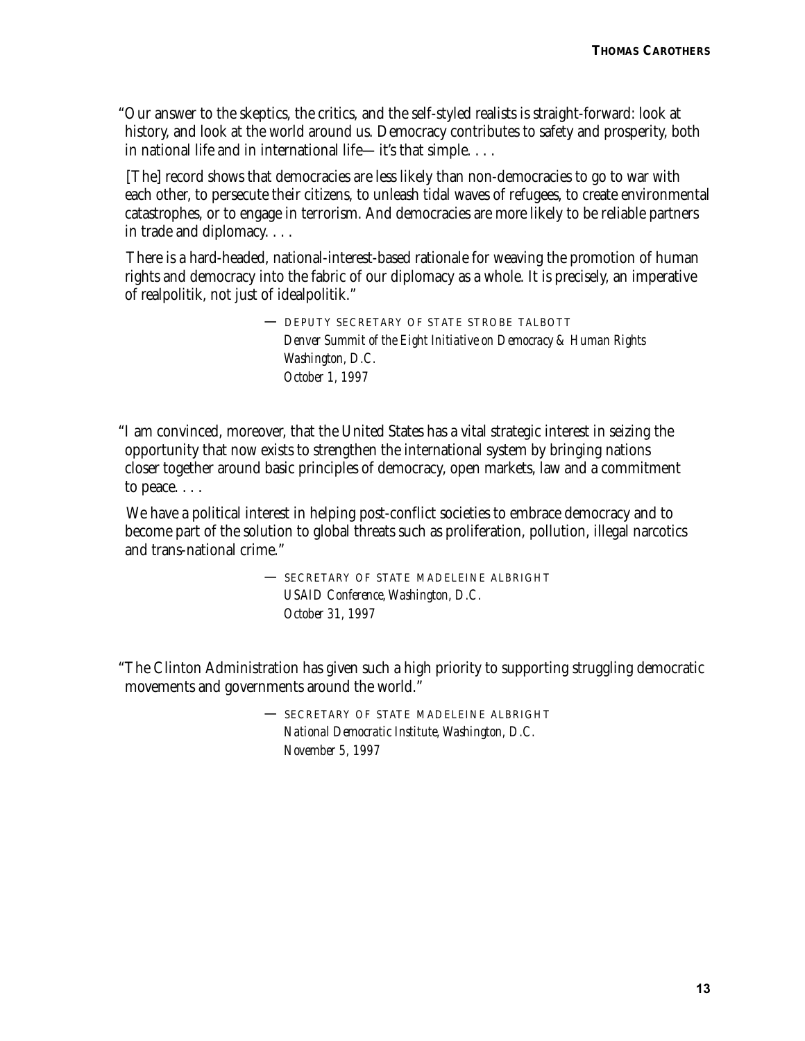"Our answer to the skeptics, the critics, and the self-styled realists is straight-forward: look at history, and look at the world around us. Democracy contributes to safety and prosperity, both in national life and in international life— it's that simple. . . .

[The] record shows that democracies are less likely than non-democracies to go to war with each other, to persecute their citizens, to unleash tidal waves of refugees, to create environmental catastrophes, or to engage in terrorism. And democracies are more likely to be reliable partners in trade and diplomacy. . . .

There is a hard-headed, national-interest-based rationale for weaving the promotion of human rights and democracy into the fabric of our diplomacy as a whole. It is precisely, an imperative of realpolitik, not just of idealpolitik."

— DEPUTY SECRETARY OF STATE STROBE TALBOTT
*Denver Summit of the Eight Initiative on Democracy & Human Rights*
*Washington, D.C.*
*October 1, 1997*

"I am convinced, moreover, that the United States has a vital strategic interest in seizing the opportunity that now exists to strengthen the international system by bringing nations closer together around basic principles of democracy, open markets, law and a commitment to peace. . . .

We have a political interest in helping post-conflict societies to embrace democracy and to become part of the solution to global threats such as proliferation, pollution, illegal narcotics and trans-national crime."

— SECRETARY OF STATE MADELEINE ALBRIGHT
*USAID Conference, Washington, D.C.*
*October 31, 1997*

"The Clinton Administration has given such a high priority to supporting struggling democratic movements and governments around the world."

— SECRETARY OF STATE MADELEINE ALBRIGHT
*National Democratic Institute, Washington, D.C.*
*November 5, 1997*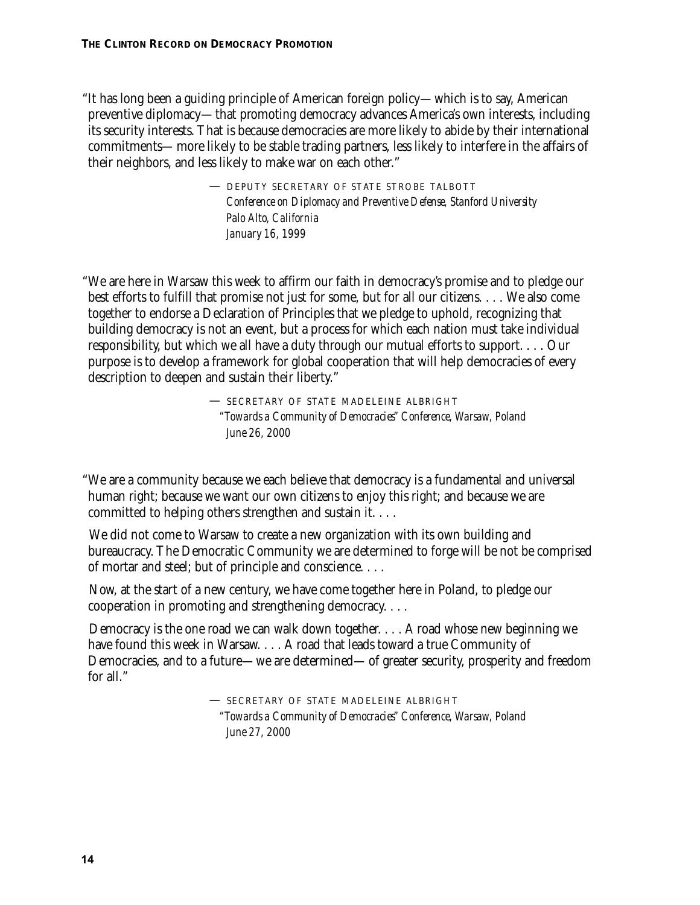"It has long been a guiding principle of American foreign policy—which is to say, American preventive diplomacy—that promoting democracy advances America's own interests, including its security interests. That is because democracies are more likely to abide by their international commitments—more likely to be stable trading partners, less likely to interfere in the affairs of their neighbors, and less likely to make war on each other."

> — DEPUTY SECRETARY OF STATE STROBE TALBOTT
> *Conference on Diplomacy and Preventive Defense, Stanford University*
> *Palo Alto, California*
> *January 16, 1999*

"We are here in Warsaw this week to affirm our faith in democracy's promise and to pledge our best efforts to fulfill that promise not just for some, but for all our citizens. . . . We also come together to endorse a Declaration of Principles that we pledge to uphold, recognizing that building democracy is not an event, but a process for which each nation must take individual responsibility, but which we all have a duty through our mutual efforts to support. . . . Our purpose is to develop a framework for global cooperation that will help democracies of every description to deepen and sustain their liberty."

> — SECRETARY OF STATE MADELEINE ALBRIGHT
> *"Towards a Community of Democracies" Conference, Warsaw, Poland*
> *June 26, 2000*

"We are a community because we each believe that democracy is a fundamental and universal human right; because we want our own citizens to enjoy this right; and because we are committed to helping others strengthen and sustain it. . . .

We did not come to Warsaw to create a new organization with its own building and bureaucracy. The Democratic Community we are determined to forge will be not be comprised of mortar and steel; but of principle and conscience. . . .

Now, at the start of a new century, we have come together here in Poland, to pledge our cooperation in promoting and strengthening democracy. . . .

Democracy is the one road we can walk down together. . . . A road whose new beginning we have found this week in Warsaw. . . . A road that leads toward a true Community of Democracies, and to a future—we are determined—of greater security, prosperity and freedom for all."

> — SECRETARY OF STATE MADELEINE ALBRIGHT
> *"Towards a Community of Democracies" Conference, Warsaw, Poland*
> *June 27, 2000*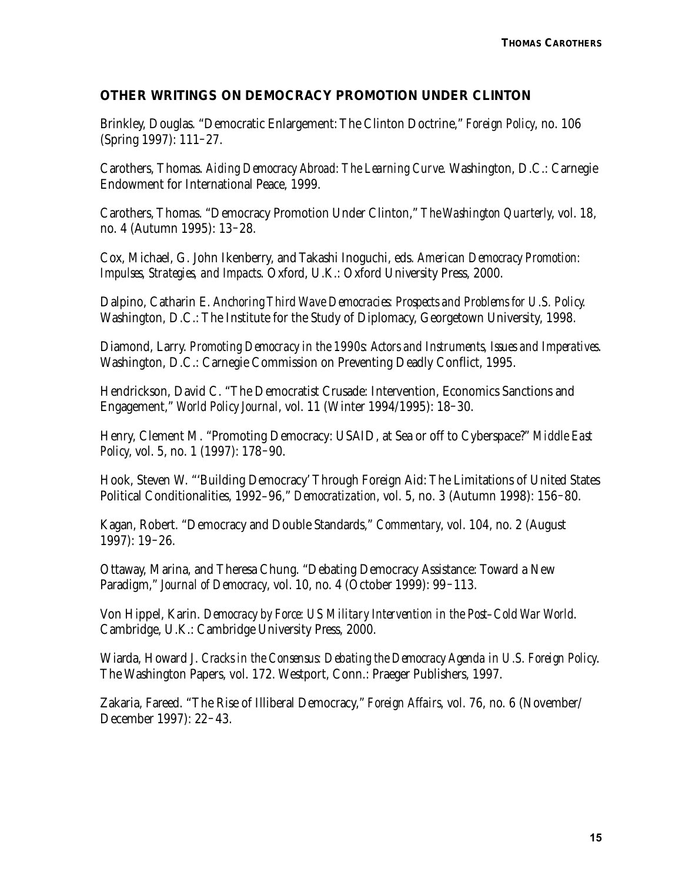## OTHER WRITINGS ON DEMOCRACY PROMOTION UNDER CLINTON

Brinkley, Douglas. "Democratic Enlargement: The Clinton Doctrine," *Foreign Policy*, no. 106 (Spring 1997): 111–27.

Carothers, Thomas. *Aiding Democracy Abroad: The Learning Curve*. Washington, D.C.: Carnegie Endowment for International Peace, 1999.

Carothers, Thomas. "Democracy Promotion Under Clinton," *The Washington Quarterly*, vol. 18, no. 4 (Autumn 1995): 13–28.

Cox, Michael, G. John Ikenberry, and Takashi Inoguchi, eds. *American Democracy Promotion: Impulses, Strategies, and Impacts*. Oxford, U.K.: Oxford University Press, 2000.

Dalpino, Catharin E. *Anchoring Third Wave Democracies: Prospects and Problems for U.S. Policy*. Washington, D.C.: The Institute for the Study of Diplomacy, Georgetown University, 1998.

Diamond, Larry. *Promoting Democracy in the 1990s: Actors and Instruments, Issues and Imperatives*. Washington, D.C.: Carnegie Commission on Preventing Deadly Conflict, 1995.

Hendrickson, David C. "The Democratist Crusade: Intervention, Economics Sanctions and Engagement," *World Policy Journal*, vol. 11 (Winter 1994/1995): 18–30.

Henry, Clement M. "Promoting Democracy: USAID, at Sea or off to Cyberspace?" *Middle East Policy*, vol. 5, no. 1 (1997): 178–90.

Hook, Steven W. "'Building Democracy' Through Foreign Aid: The Limitations of United States Political Conditionalities, 1992–96," *Democratization*, vol. 5, no. 3 (Autumn 1998): 156–80.

Kagan, Robert. "Democracy and Double Standards," *Commentary*, vol. 104, no. 2 (August 1997): 19–26.

Ottaway, Marina, and Theresa Chung. "Debating Democracy Assistance: Toward a New Paradigm," *Journal of Democracy*, vol. 10, no. 4 (October 1999): 99–113.

Von Hippel, Karin. *Democracy by Force: US Military Intervention in the Post–Cold War World*. Cambridge, U.K.: Cambridge University Press, 2000.

Wiarda, Howard J. *Cracks in the Consensus: Debating the Democracy Agenda in U.S. Foreign Policy*. The Washington Papers, vol. 172. Westport, Conn.: Praeger Publishers, 1997.

Zakaria, Fareed. "The Rise of Illiberal Democracy," *Foreign Affairs*, vol. 76, no. 6 (November/December 1997): 22–43.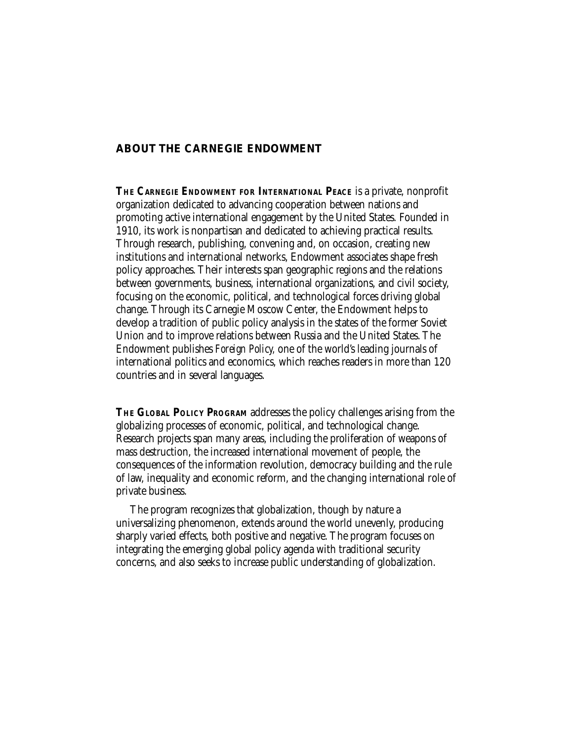## ABOUT THE CARNEGIE ENDOWMENT

**The Carnegie Endowment for International Peace** is a private, nonprofit organization dedicated to advancing cooperation between nations and promoting active international engagement by the United States. Founded in 1910, its work is nonpartisan and dedicated to achieving practical results. Through research, publishing, convening and, on occasion, creating new institutions and international networks, Endowment associates shape fresh policy approaches. Their interests span geographic regions and the relations between governments, business, international organizations, and civil society, focusing on the economic, political, and technological forces driving global change. Through its Carnegie Moscow Center, the Endowment helps to develop a tradition of public policy analysis in the states of the former Soviet Union and to improve relations between Russia and the United States. The Endowment publishes *Foreign Policy*, one of the world's leading journals of international politics and economics, which reaches readers in more than 120 countries and in several languages.

**The Global Policy Program** addresses the policy challenges arising from the globalizing processes of economic, political, and technological change. Research projects span many areas, including the proliferation of weapons of mass destruction, the increased international movement of people, the consequences of the information revolution, democracy building and the rule of law, inequality and economic reform, and the changing international role of private business.

The program recognizes that globalization, though by nature a universalizing phenomenon, extends around the world unevenly, producing sharply varied effects, both positive and negative. The program focuses on integrating the emerging global policy agenda with traditional security concerns, and also seeks to increase public understanding of globalization.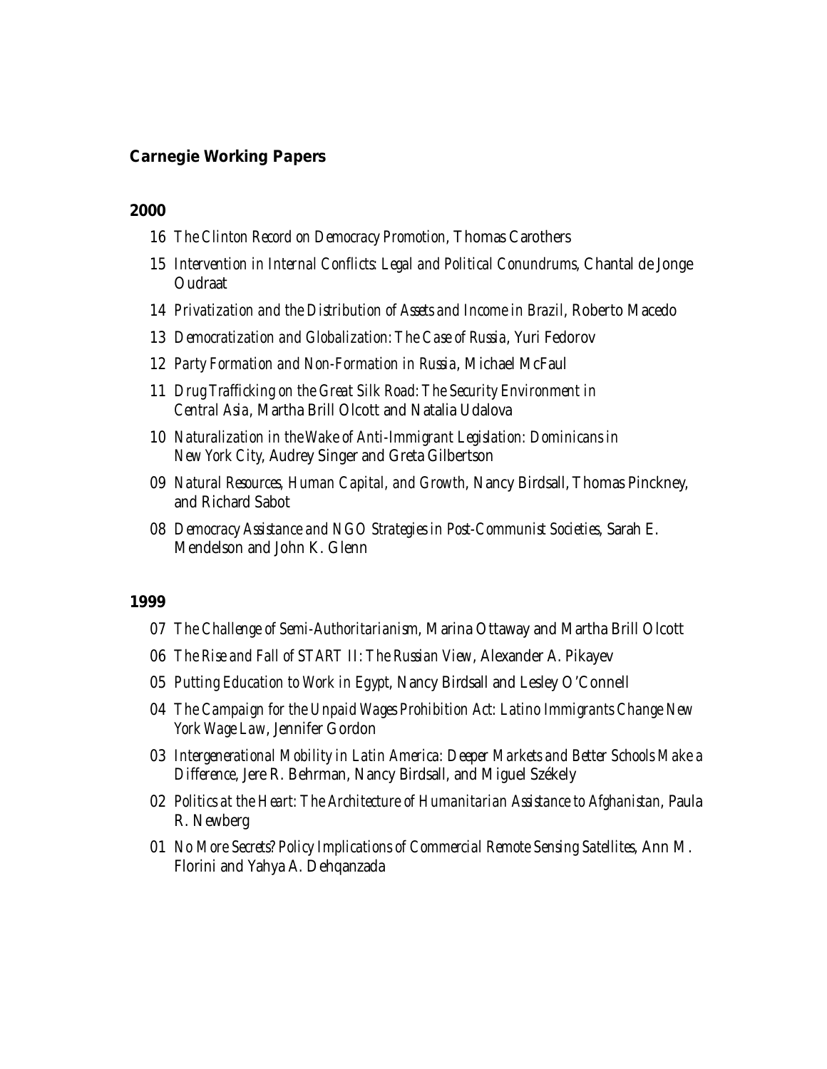**Carnegie Working Papers**

**2000**

16 *The Clinton Record on Democracy Promotion*, Thomas Carothers

15 *Intervention in Internal Conflicts: Legal and Political Conundrums*, Chantal de Jonge Oudraat

14 *Privatization and the Distribution of Assets and Income in Brazil*, Roberto Macedo

13 *Democratization and Globalization: The Case of Russia*, Yuri Fedorov

12 *Party Formation and Non-Formation in Russia*, Michael McFaul

11 *Drug Trafficking on the Great Silk Road: The Security Environment in Central Asia*, Martha Brill Olcott and Natalia Udalova

10 *Naturalization in the Wake of Anti-Immigrant Legislation: Dominicans in New York City*, Audrey Singer and Greta Gilbertson

09 *Natural Resources, Human Capital, and Growth*, Nancy Birdsall, Thomas Pinckney, and Richard Sabot

08 *Democracy Assistance and NGO Strategies in Post-Communist Societies*, Sarah E. Mendelson and John K. Glenn

**1999**

07 *The Challenge of Semi-Authoritarianism*, Marina Ottaway and Martha Brill Olcott

06 *The Rise and Fall of START II: The Russian View*, Alexander A. Pikayev

05 *Putting Education to Work in Egypt*, Nancy Birdsall and Lesley O'Connell

04 *The Campaign for the Unpaid Wages Prohibition Act: Latino Immigrants Change New York Wage Law*, Jennifer Gordon

03 *Intergenerational Mobility in Latin America: Deeper Markets and Better Schools Make a Difference*, Jere R. Behrman, Nancy Birdsall, and Miguel Székely

02 *Politics at the Heart: The Architecture of Humanitarian Assistance to Afghanistan*, Paula R. Newberg

01 *No More Secrets? Policy Implications of Commercial Remote Sensing Satellites*, Ann M. Florini and Yahya A. Dehqanzada